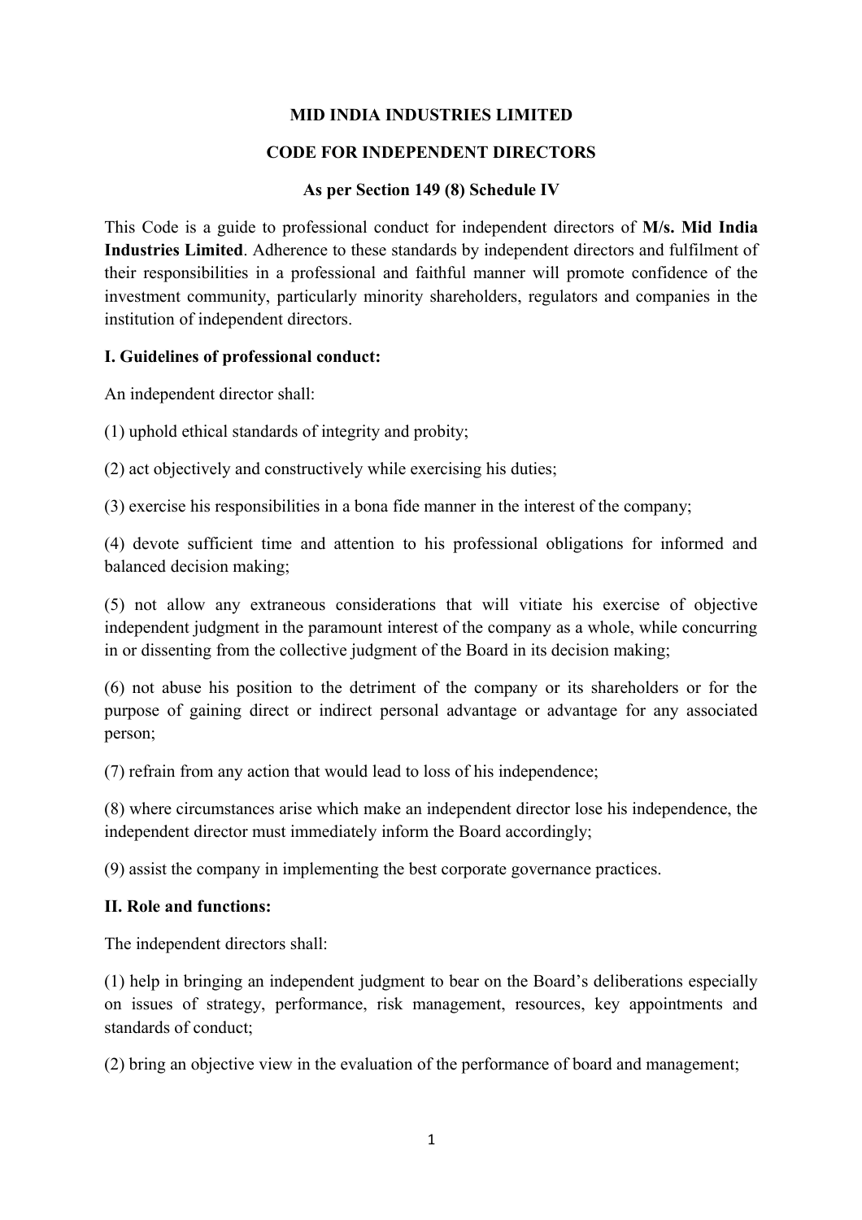# MID INDIA INDUSTRIES LIMITED

## CODE FOR INDEPENDENT DIRECTORS

### As per Section 149 (8) Schedule IV

This Code is a guide to professional conduct for independent directors of **M/s. Mid India Industries Limited**. Adherence to these standards by independent directors and fulfilment of their responsibilities in a professional and faithful manner will promote confidence of the investment community, particularly minority shareholders, regulators and companies in the institution of independent directors.

**I. Guidelines of professional conduct:**

An independent director shall:

(1) uphold ethical standards of integrity and probity;

(2) act objectively and constructively while exercising his duties;

(3) exercise his responsibilities in a bona fide manner in the interest of the company;

(4) devote sufficient time and attention to his professional obligations for informed and balanced decision making;

(5) not allow any extraneous considerations that will vitiate his exercise of objective independent judgment in the paramount interest of the company as a whole, while concurring in or dissenting from the collective judgment of the Board in its decision making;

(6) not abuse his position to the detriment of the company or its shareholders or for the purpose of gaining direct or indirect personal advantage or advantage for any associated person;

(7) refrain from any action that would lead to loss of his independence;

(8) where circumstances arise which make an independent director lose his independence, the independent director must immediately inform the Board accordingly;

(9) assist the company in implementing the best corporate governance practices.

**II. Role and functions:**

The independent directors shall:

(1) help in bringing an independent judgment to bear on the Board's deliberations especially on issues of strategy, performance, risk management, resources, key appointments and standards of conduct;

(2) bring an objective view in the evaluation of the performance of board and management;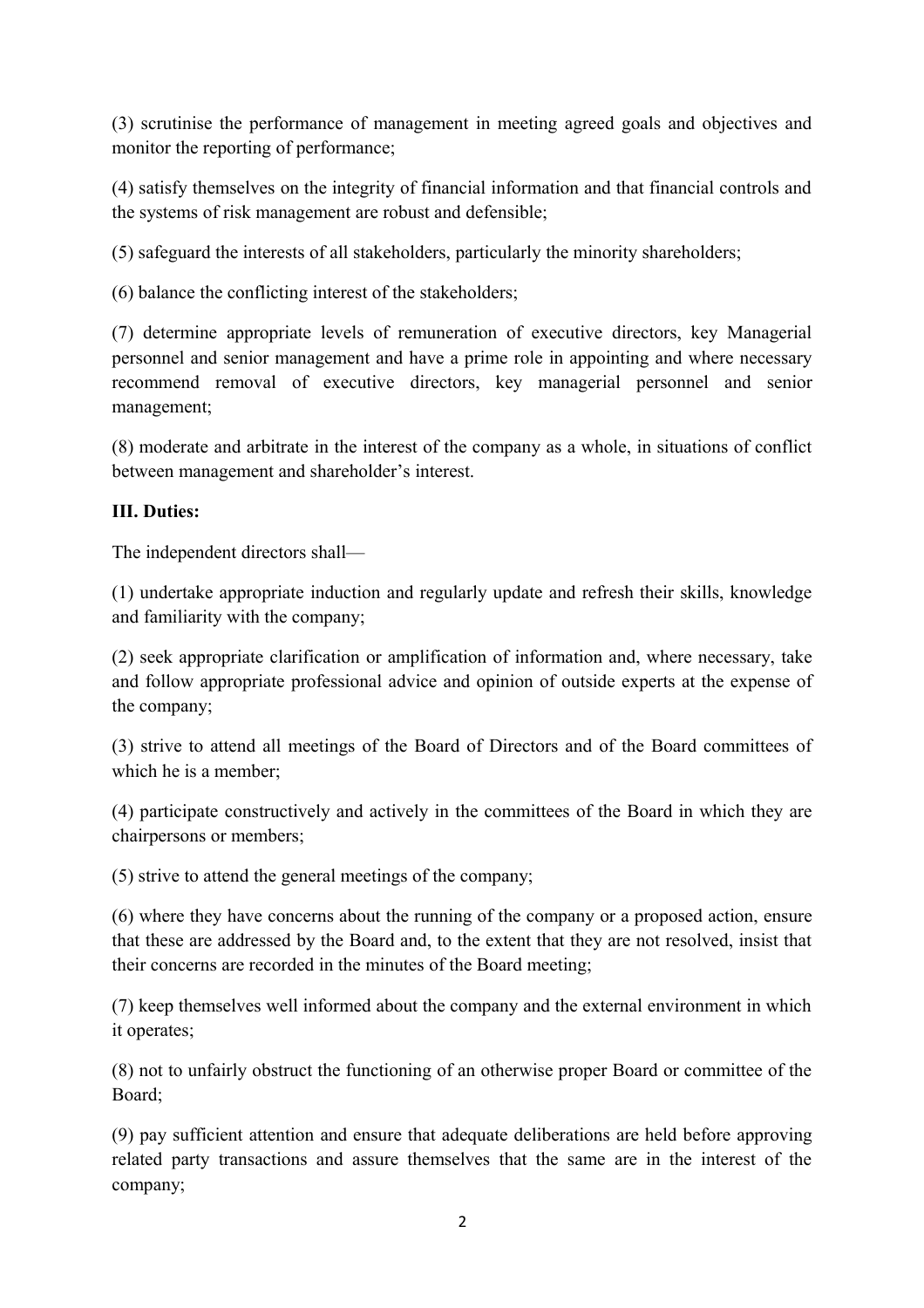(3) scrutinise the performance of management in meeting agreed goals and objectives and monitor the reporting of performance;

(4) satisfy themselves on the integrity of financial information and that financial controls and the systems of risk management are robust and defensible;

(5) safeguard the interests of all stakeholders, particularly the minority shareholders;

(6) balance the conflicting interest of the stakeholders;

(7) determine appropriate levels of remuneration of executive directors, key Managerial personnel and senior management and have a prime role in appointing and where necessary recommend removal of executive directors, key managerial personnel and senior management;

(8) moderate and arbitrate in the interest of the company as a whole, in situations of conflict between management and shareholder's interest.

**III. Duties:**

The independent directors shall—

(1) undertake appropriate induction and regularly update and refresh their skills, knowledge and familiarity with the company;

(2) seek appropriate clarification or amplification of information and, where necessary, take and follow appropriate professional advice and opinion of outside experts at the expense of the company;

(3) strive to attend all meetings of the Board of Directors and of the Board committees of which he is a member;

(4) participate constructively and actively in the committees of the Board in which they are chairpersons or members;

(5) strive to attend the general meetings of the company;

(6) where they have concerns about the running of the company or a proposed action, ensure that these are addressed by the Board and, to the extent that they are not resolved, insist that their concerns are recorded in the minutes of the Board meeting;

(7) keep themselves well informed about the company and the external environment in which it operates;

(8) not to unfairly obstruct the functioning of an otherwise proper Board or committee of the Board;

(9) pay sufficient attention and ensure that adequate deliberations are held before approving related party transactions and assure themselves that the same are in the interest of the company;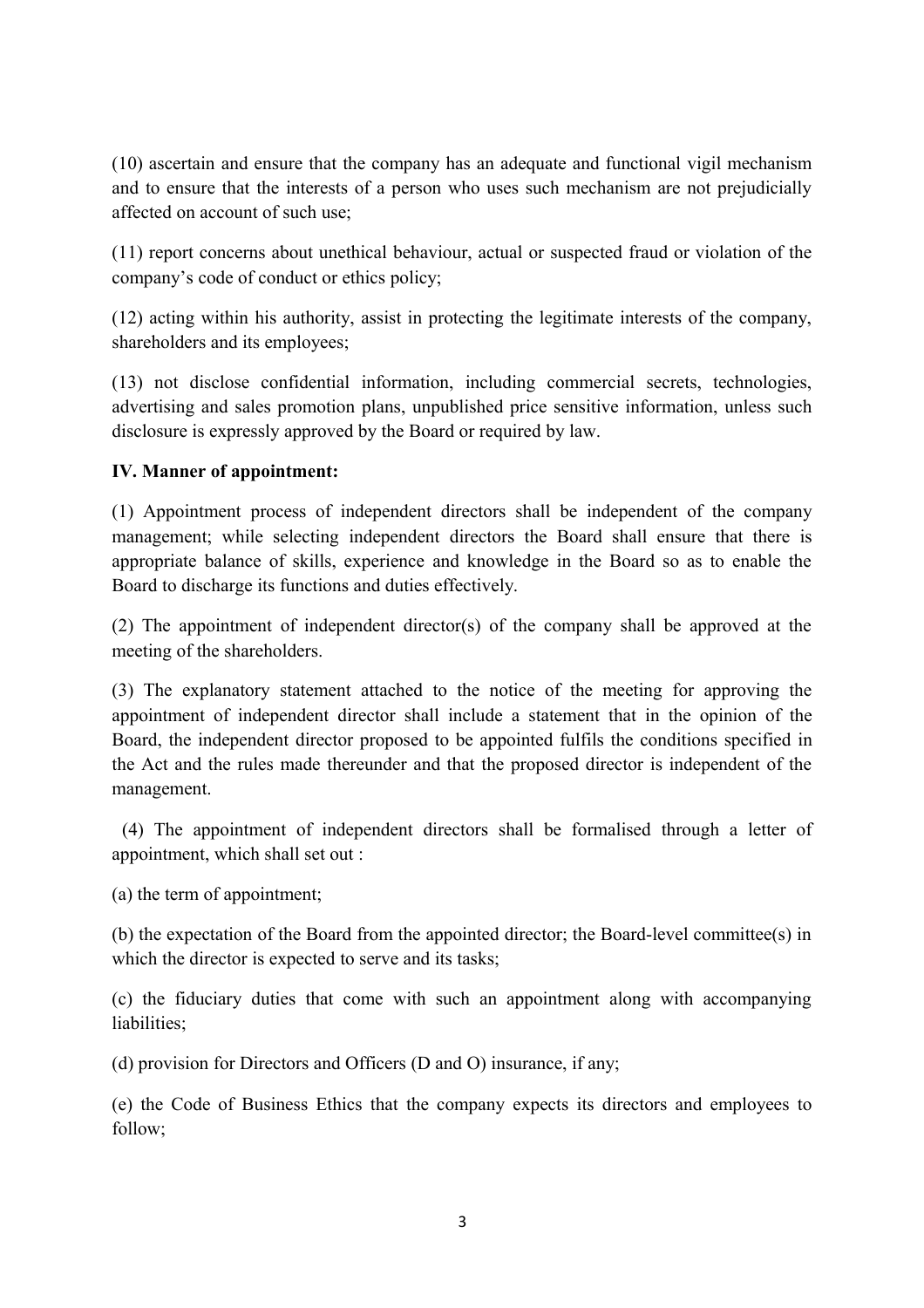(10) ascertain and ensure that the company has an adequate and functional vigil mechanism and to ensure that the interests of a person who uses such mechanism are not prejudicially affected on account of such use;

(11) report concerns about unethical behaviour, actual or suspected fraud or violation of the company's code of conduct or ethics policy;

(12) acting within his authority, assist in protecting the legitimate interests of the company, shareholders and its employees;

(13) not disclose confidential information, including commercial secrets, technologies, advertising and sales promotion plans, unpublished price sensitive information, unless such disclosure is expressly approved by the Board or required by law.

**IV. Manner of appointment:**

(1) Appointment process of independent directors shall be independent of the company management; while selecting independent directors the Board shall ensure that there is appropriate balance of skills, experience and knowledge in the Board so as to enable the Board to discharge its functions and duties effectively.

(2) The appointment of independent director(s) of the company shall be approved at the meeting of the shareholders.

(3) The explanatory statement attached to the notice of the meeting for approving the appointment of independent director shall include a statement that in the opinion of the Board, the independent director proposed to be appointed fulfils the conditions specified in the Act and the rules made thereunder and that the proposed director is independent of the management.

(4) The appointment of independent directors shall be formalised through a letter of appointment, which shall set out :

(a) the term of appointment;

(b) the expectation of the Board from the appointed director; the Board-level committee(s) in which the director is expected to serve and its tasks;

(c) the fiduciary duties that come with such an appointment along with accompanying liabilities;

(d) provision for Directors and Officers (D and O) insurance, if any;

(e) the Code of Business Ethics that the company expects its directors and employees to follow;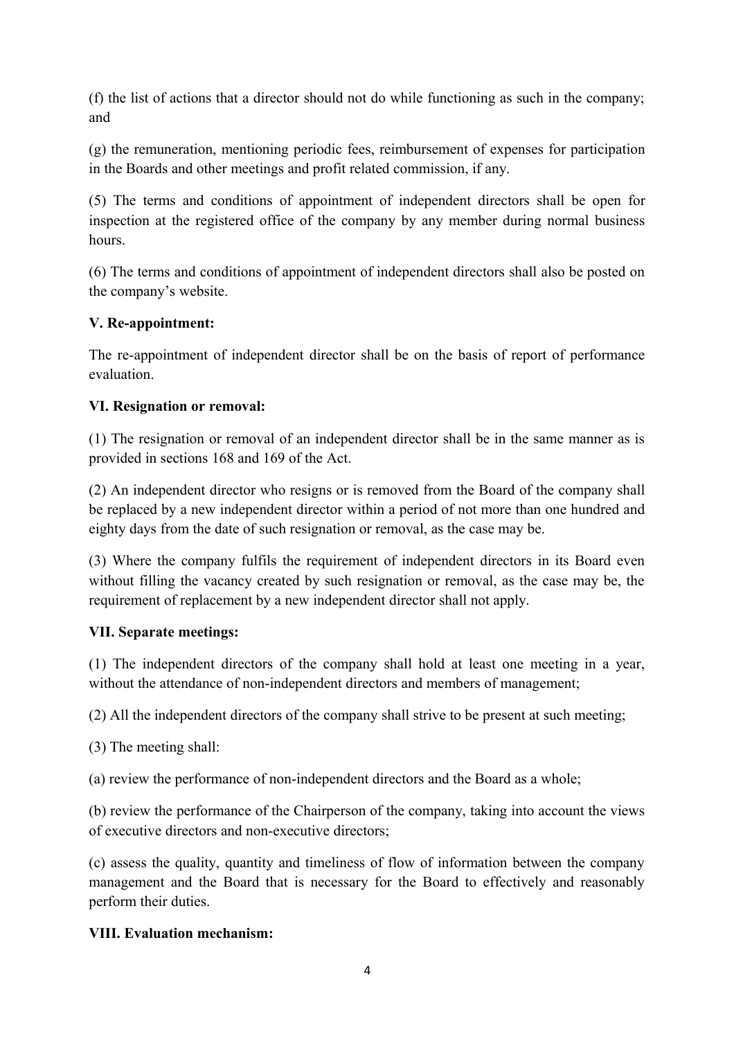(f) the list of actions that a director should not do while functioning as such in the company; and

(g) the remuneration, mentioning periodic fees, reimbursement of expenses for participation in the Boards and other meetings and profit related commission, if any.

(5) The terms and conditions of appointment of independent directors shall be open for inspection at the registered office of the company by any member during normal business hours.

(6) The terms and conditions of appointment of independent directors shall also be posted on the company's website.

**V. Re-appointment:**

The re-appointment of independent director shall be on the basis of report of performance evaluation.

**VI. Resignation or removal:**

(1) The resignation or removal of an independent director shall be in the same manner as is provided in sections 168 and 169 of the Act.

(2) An independent director who resigns or is removed from the Board of the company shall be replaced by a new independent director within a period of not more than one hundred and eighty days from the date of such resignation or removal, as the case may be.

(3) Where the company fulfils the requirement of independent directors in its Board even without filling the vacancy created by such resignation or removal, as the case may be, the requirement of replacement by a new independent director shall not apply.

**VII. Separate meetings:**

(1) The independent directors of the company shall hold at least one meeting in a year, without the attendance of non-independent directors and members of management;

(2) All the independent directors of the company shall strive to be present at such meeting;

(3) The meeting shall:

(a) review the performance of non-independent directors and the Board as a whole;

(b) review the performance of the Chairperson of the company, taking into account the views of executive directors and non-executive directors;

(c) assess the quality, quantity and timeliness of flow of information between the company management and the Board that is necessary for the Board to effectively and reasonably perform their duties.

**VIII. Evaluation mechanism:**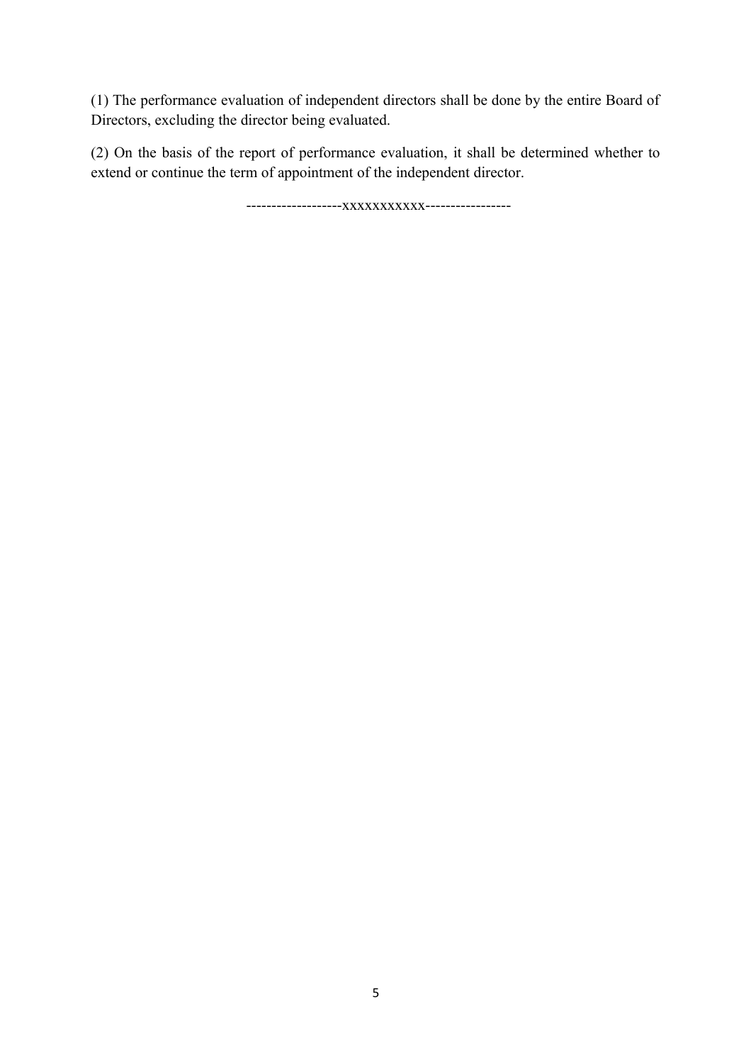(1) The performance evaluation of independent directors shall be done by the entire Board of Directors, excluding the director being evaluated.

(2) On the basis of the report of performance evaluation, it shall be determined whether to extend or continue the term of appointment of the independent director.

-------------------xxxxxxxxxxx-----------------